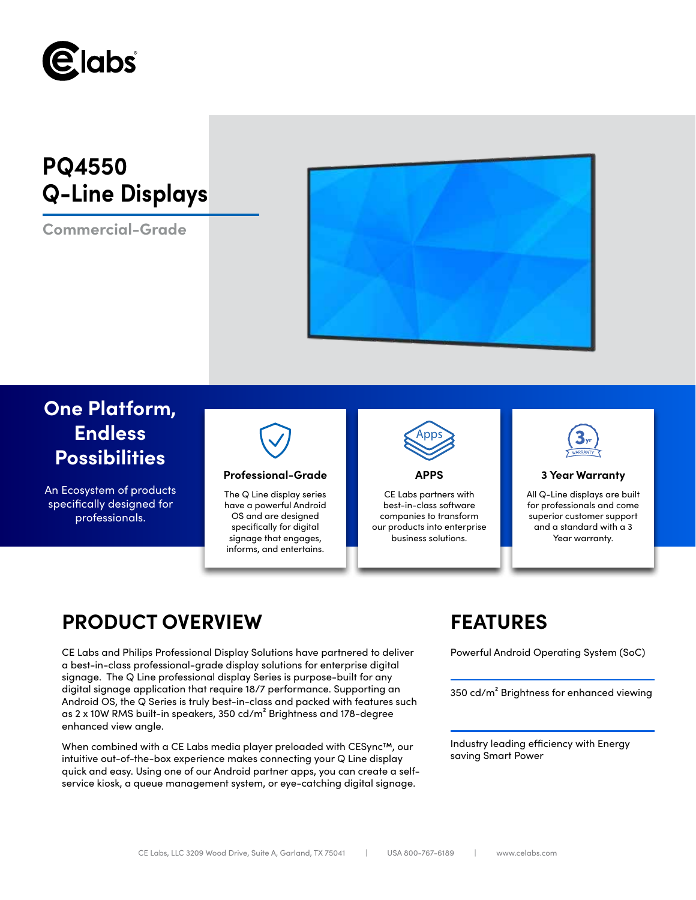# PQ4550
# Q-Line Displays

**Commercial-Grade**

## One Platform, Endless Possibilities

An Ecosystem of products specifically designed for professionals.

### Professional-Grade

The Q Line display series have a powerful Android OS and are designed specifically for digital signage that engages, informs, and entertains.

### APPS

CE Labs partners with best-in-class software companies to transform our products into enterprise business solutions.

### 3 Year Warranty

All Q-Line displays are built for professionals and come superior customer support and a standard with a 3 Year warranty.

## PRODUCT OVERVIEW

CE Labs and Philips Professional Display Solutions have partnered to deliver a best-in-class professional-grade display solutions for enterprise digital signage. The Q Line professional display Series is purpose-built for any digital signage application that require 18/7 performance. Supporting an Android OS, the Q Series is truly best-in-class and packed with features such as 2 x 10W RMS built-in speakers, 350 cd/m² Brightness and 178-degree enhanced view angle.

When combined with a CE Labs media player preloaded with CESync™, our intuitive out-of-the-box experience makes connecting your Q Line display quick and easy. Using one of our Android partner apps, you can create a self-service kiosk, a queue management system, or eye-catching digital signage.

## FEATURES

Powerful Android Operating System (SoC)

350 cd/m² Brightness for enhanced viewing

Industry leading efficiency with Energy saving Smart Power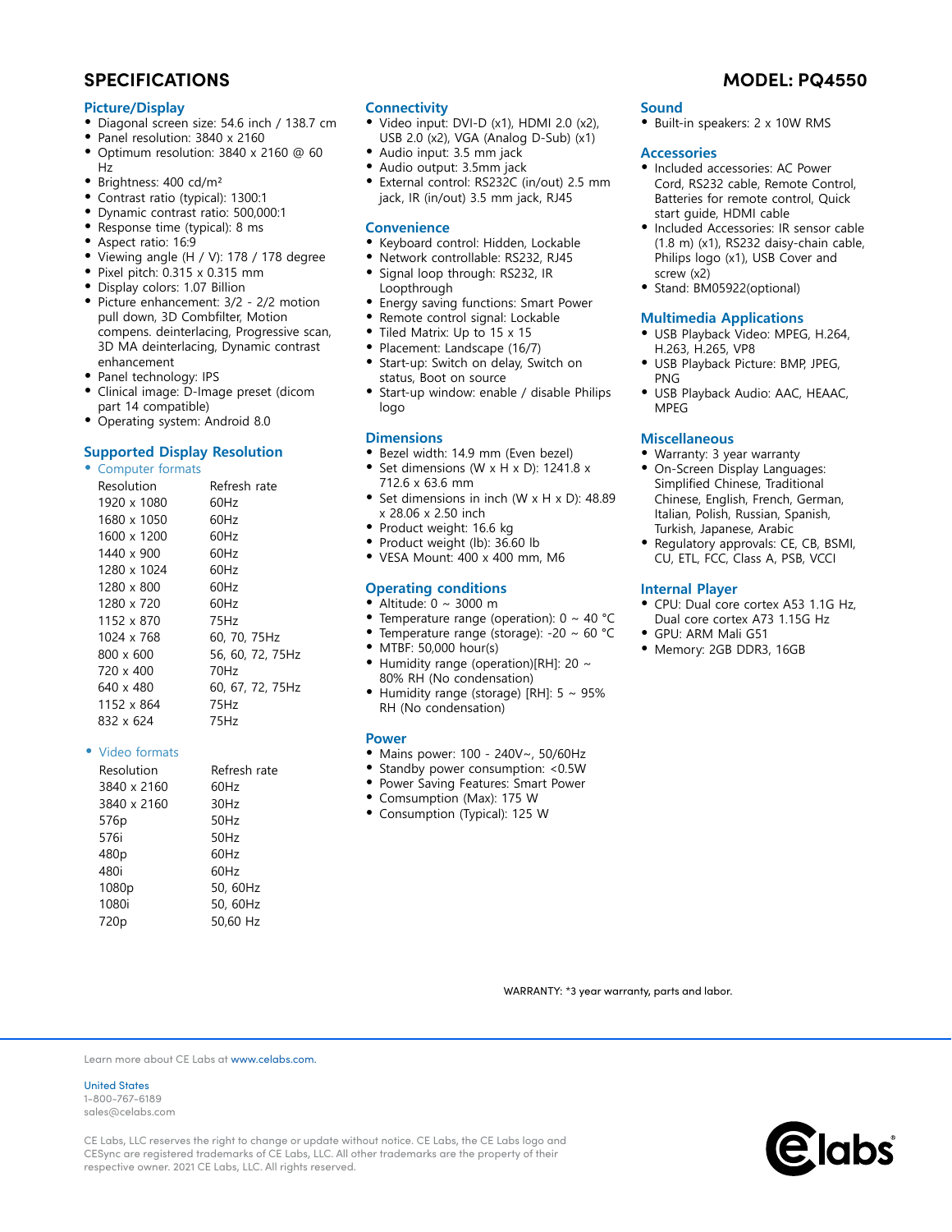# SPECIFICATIONS

# MODEL: PQ4550

## Picture/Display

- Diagonal screen size: 54.6 inch / 138.7 cm
- Panel resolution: 3840 x 2160
- Optimum resolution: 3840 x 2160 @ 60 Hz
- Brightness: 400 cd/m²
- Contrast ratio (typical): 1300:1
- Dynamic contrast ratio: 500,000:1
- Response time (typical): 8 ms
- Aspect ratio: 16:9
- Viewing angle (H / V): 178 / 178 degree
- Pixel pitch: 0.315 x 0.315 mm
- Display colors: 1.07 Billion
- Picture enhancement: 3/2 - 2/2 motion pull down, 3D Combfilter, Motion compens. deinterlacing, Progressive scan, 3D MA deinterlacing, Dynamic contrast enhancement
- Panel technology: IPS
- Clinical image: D-Image preset (dicom part 14 compatible)
- Operating system: Android 8.0

## Supported Display Resolution

- Computer formats

| Resolution | Refresh rate |
|---|---|
| 1920 x 1080 | 60Hz |
| 1680 x 1050 | 60Hz |
| 1600 x 1200 | 60Hz |
| 1440 x 900 | 60Hz |
| 1280 x 1024 | 60Hz |
| 1280 x 800 | 60Hz |
| 1280 x 720 | 60Hz |
| 1152 x 870 | 75Hz |
| 1024 x 768 | 60, 70, 75Hz |
| 800 x 600 | 56, 60, 72, 75Hz |
| 720 x 400 | 70Hz |
| 640 x 480 | 60, 67, 72, 75Hz |
| 1152 x 864 | 75Hz |
| 832 x 624 | 75Hz |

- Video formats

| Resolution | Refresh rate |
|---|---|
| 3840 x 2160 | 60Hz |
| 3840 x 2160 | 30Hz |
| 576p | 50Hz |
| 576i | 50Hz |
| 480p | 60Hz |
| 480i | 60Hz |
| 1080p | 50, 60Hz |
| 1080i | 50, 60Hz |
| 720p | 50,60 Hz |

## Connectivity

- Video input: DVI-D (x1), HDMI 2.0 (x2), USB 2.0 (x2), VGA (Analog D-Sub) (x1)
- Audio input: 3.5 mm jack
- Audio output: 3.5mm jack
- External control: RS232C (in/out) 2.5 mm jack, IR (in/out) 3.5 mm jack, RJ45

## Convenience

- Keyboard control: Hidden, Lockable
- Network controllable: RS232, RJ45
- Signal loop through: RS232, IR Loopthrough
- Energy saving functions: Smart Power
- Remote control signal: Lockable
- Tiled Matrix: Up to 15 x 15
- Placement: Landscape (16/7)
- Start-up: Switch on delay, Switch on status, Boot on source
- Start-up window: enable / disable Philips logo

## Dimensions

- Bezel width: 14.9 mm (Even bezel)
- Set dimensions (W x H x D): 1241.8 x 712.6 x 63.6 mm
- Set dimensions in inch (W x H x D): 48.89 x 28.06 x 2.50 inch
- Product weight: 16.6 kg
- Product weight (lb): 36.60 lb
- VESA Mount: 400 x 400 mm, M6

## Operating conditions

- Altitude: 0 ~ 3000 m
- Temperature range (operation): 0 ~ 40 °C
- Temperature range (storage): -20 ~ 60 °C
- MTBF: 50,000 hour(s)
- Humidity range (operation)[RH]: 20 ~ 80% RH (No condensation)
- Humidity range (storage) [RH]: 5 ~ 95% RH (No condensation)

## Power

- Mains power: 100 - 240V~, 50/60Hz
- Standby power consumption: <0.5W
- Power Saving Features: Smart Power
- Comsumption (Max): 175 W
- Consumption (Typical): 125 W

## Sound

- Built-in speakers: 2 x 10W RMS

## Accessories

- Included accessories: AC Power Cord, RS232 cable, Remote Control, Batteries for remote control, Quick start guide, HDMI cable
- Included Accessories: IR sensor cable (1.8 m) (x1), RS232 daisy-chain cable, Philips logo (x1), USB Cover and screw (x2)
- Stand: BM05922(optional)

## Multimedia Applications

- USB Playback Video: MPEG, H.264, H.263, H.265, VP8
- USB Playback Picture: BMP, JPEG, PNG
- USB Playback Audio: AAC, HEAAC, MPEG

## Miscellaneous

- Warranty: 3 year warranty
- On-Screen Display Languages: Simplified Chinese, Traditional Chinese, English, French, German, Italian, Polish, Russian, Spanish, Turkish, Japanese, Arabic
- Regulatory approvals: CE, CB, BSMI, CU, ETL, FCC, Class A, PSB, VCCI

## Internal Player

- CPU: Dual core cortex A53 1.1G Hz, Dual core cortex A73 1.15G Hz
- GPU: ARM Mali G51
- Memory: 2GB DDR3, 16GB

WARRANTY: *3 year warranty, parts and labor.

Learn more about CE Labs at www.celabs.com.

United States
1-800-767-6189
sales@celabs.com

CE Labs, LLC reserves the right to change or update without notice. CE Labs, the CE Labs logo and CESync are registered trademarks of CE Labs, LLC. All other trademarks are the property of their respective owner. 2021 CE Labs, LLC. All rights reserved.